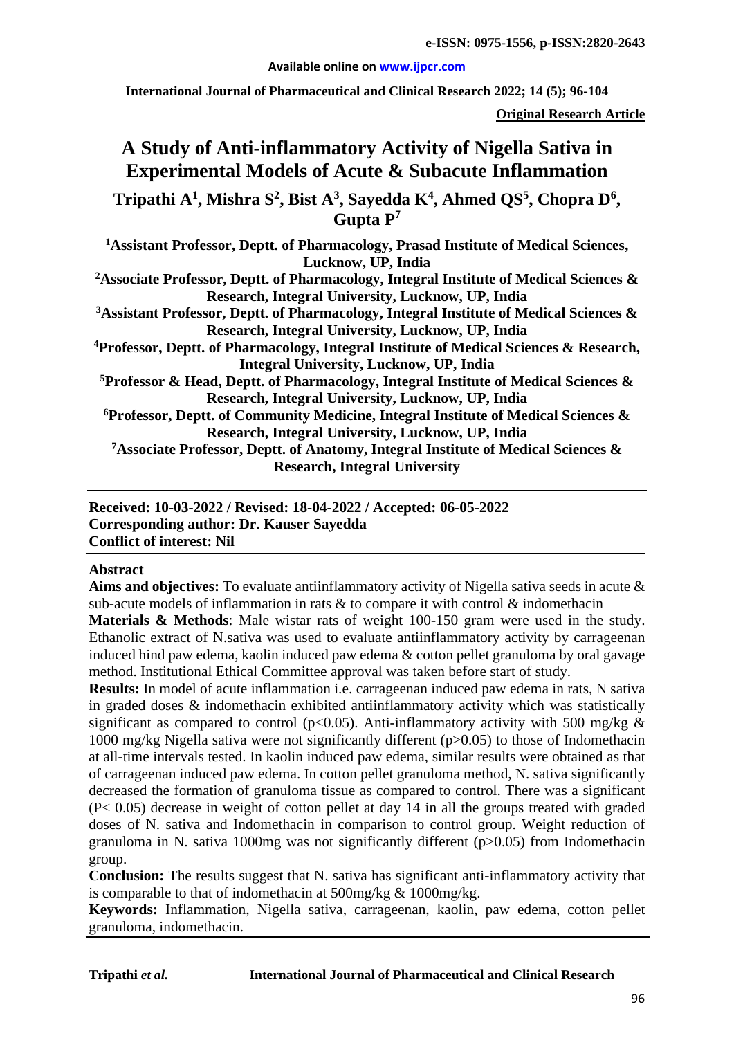e-ISSN: 0975-1556, p-ISSN:2820-2643

Available online on www.ijpcr.com

International Journal of Pharmaceutical and Clinical Research 2022; 14 (5); 96-104

**Original Research Article**

# A Study of Anti-inflammatory Activity of Nigella Sativa in Experimental Models of Acute & Subacute Inflammation

**Tripathi A[1], Mishra S[2], Bist A[3], Sayedda K[4], Ahmed QS[5], Chopra D[6], Gupta P[7]**

[1]Assistant Professor, Deptt. of Pharmacology, Prasad Institute of Medical Sciences, Lucknow, UP, India

[2]Associate Professor, Deptt. of Pharmacology, Integral Institute of Medical Sciences & Research, Integral University, Lucknow, UP, India

[3]Assistant Professor, Deptt. of Pharmacology, Integral Institute of Medical Sciences & Research, Integral University, Lucknow, UP, India

[4]Professor, Deptt. of Pharmacology, Integral Institute of Medical Sciences & Research, Integral University, Lucknow, UP, India

[5]Professor & Head, Deptt. of Pharmacology, Integral Institute of Medical Sciences & Research, Integral University, Lucknow, UP, India

[6]Professor, Deptt. of Community Medicine, Integral Institute of Medical Sciences & Research, Integral University, Lucknow, UP, India

[7]Associate Professor, Deptt. of Anatomy, Integral Institute of Medical Sciences & Research, Integral University

**Received: 10-03-2022 / Revised: 18-04-2022 / Accepted: 06-05-2022**
**Corresponding author: Dr. Kauser Sayedda**
**Conflict of interest: Nil**

## Abstract

**Aims and objectives:** To evaluate antiinflammatory activity of Nigella sativa seeds in acute & sub-acute models of inflammation in rats & to compare it with control & indomethacin

**Materials & Methods**: Male wistar rats of weight 100-150 gram were used in the study. Ethanolic extract of N.sativa was used to evaluate antiinflammatory activity by carrageenan induced hind paw edema, kaolin induced paw edema & cotton pellet granuloma by oral gavage method. Institutional Ethical Committee approval was taken before start of study.

**Results:** In model of acute inflammation i.e. carrageenan induced paw edema in rats, N sativa in graded doses & indomethacin exhibited antiinflammatory activity which was statistically significant as compared to control ($p<0.05$). Anti-inflammatory activity with 500 mg/kg & 1000 mg/kg Nigella sativa were not significantly different ($p>0.05$) to those of Indomethacin at all-time intervals tested. In kaolin induced paw edema, similar results were obtained as that of carrageenan induced paw edema. In cotton pellet granuloma method, N. sativa significantly decreased the formation of granuloma tissue as compared to control. There was a significant ($P< 0.05$) decrease in weight of cotton pellet at day 14 in all the groups treated with graded doses of N. sativa and Indomethacin in comparison to control group. Weight reduction of granuloma in N. sativa 1000mg was not significantly different ($p>0.05$) from Indomethacin group.

**Conclusion:** The results suggest that N. sativa has significant anti-inflammatory activity that is comparable to that of indomethacin at 500mg/kg & 1000mg/kg.

**Keywords:** Inflammation, Nigella sativa, carrageenan, kaolin, paw edema, cotton pellet granuloma, indomethacin.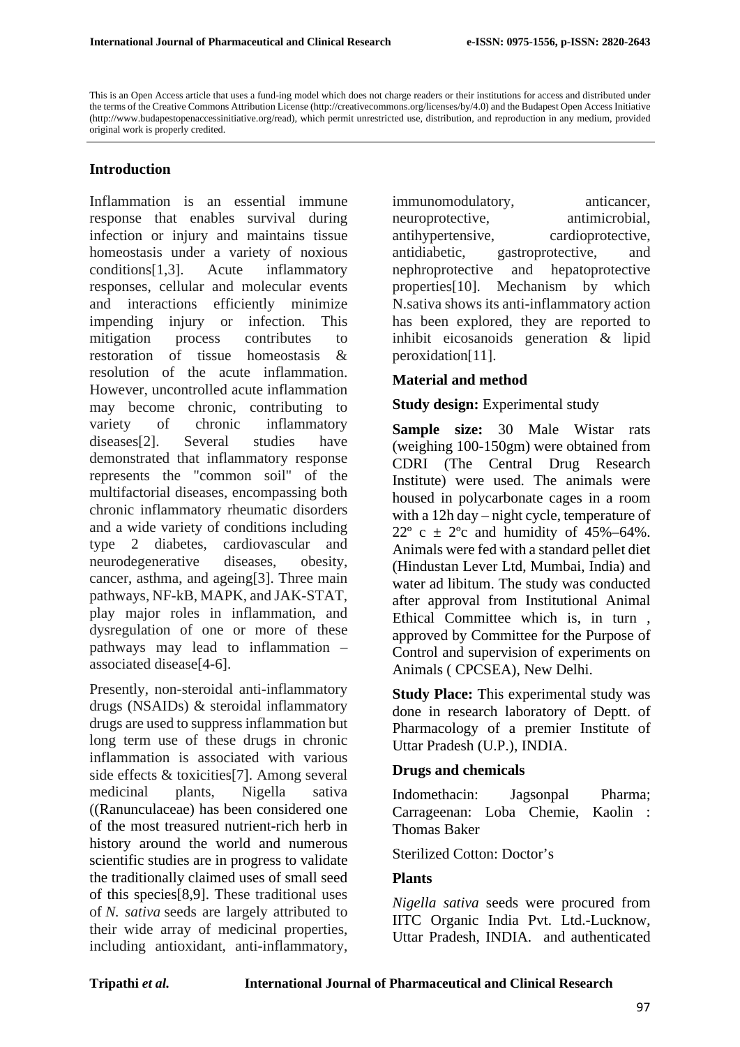This is an Open Access article that uses a fund-ing model which does not charge readers or their institutions for access and distributed under the terms of the Creative Commons Attribution License (http://creativecommons.org/licenses/by/4.0) and the Budapest Open Access Initiative (http://www.budapestopenaccessinitiative.org/read), which permit unrestricted use, distribution, and reproduction in any medium, provided original work is properly credited.

## Introduction

Inflammation is an essential immune response that enables survival during infection or injury and maintains tissue homeostasis under a variety of noxious conditions[1,3]. Acute inflammatory responses, cellular and molecular events and interactions efficiently minimize impending injury or infection. This mitigation process contributes to restoration of tissue homeostasis & resolution of the acute inflammation. However, uncontrolled acute inflammation may become chronic, contributing to variety of chronic inflammatory diseases[2]. Several studies have demonstrated that inflammatory response represents the "common soil" of the multifactorial diseases, encompassing both chronic inflammatory rheumatic disorders and a wide variety of conditions including type 2 diabetes, cardiovascular and neurodegenerative diseases, obesity, cancer, asthma, and ageing[3]. Three main pathways, NF-kB, MAPK, and JAK-STAT, play major roles in inflammation, and dysregulation of one or more of these pathways may lead to inflammation – associated disease[4-6].

Presently, non-steroidal anti-inflammatory drugs (NSAIDs) & steroidal inflammatory drugs are used to suppress inflammation but long term use of these drugs in chronic inflammation is associated with various side effects & toxicities[7]. Among several medicinal plants, Nigella sativa ((Ranunculaceae) has been considered one of the most treasured nutrient-rich herb in history around the world and numerous scientific studies are in progress to validate the traditionally claimed uses of small seed of this species[8,9]. These traditional uses of *N. sativa* seeds are largely attributed to their wide array of medicinal properties, including antioxidant, anti-inflammatory, immunomodulatory, anticancer, neuroprotective, antimicrobial, antihypertensive, cardioprotective, antidiabetic, gastroprotective, and nephroprotective and hepatoprotective properties[10]. Mechanism by which N.sativa shows its anti-inflammatory action has been explored, they are reported to inhibit eicosanoids generation & lipid peroxidation[11].

## Material and method

**Study design:** Experimental study

**Sample size:** 30 Male Wistar rats (weighing 100-150gm) were obtained from CDRI (The Central Drug Research Institute) were used. The animals were housed in polycarbonate cages in a room with a 12h day – night cycle, temperature of 22º c ± 2ºc and humidity of 45%–64%. Animals were fed with a standard pellet diet (Hindustan Lever Ltd, Mumbai, India) and water ad libitum. The study was conducted after approval from Institutional Animal Ethical Committee which is, in turn , approved by Committee for the Purpose of Control and supervision of experiments on Animals ( CPCSEA), New Delhi.

**Study Place:** This experimental study was done in research laboratory of Deptt. of Pharmacology of a premier Institute of Uttar Pradesh (U.P.), INDIA.

### Drugs and chemicals

Indomethacin: Jagsonpal Pharma; Carrageenan: Loba Chemie, Kaolin : Thomas Baker

Sterilized Cotton: Doctor's

### Plants

*Nigella sativa* seeds were procured from IITC Organic India Pvt. Ltd.-Lucknow, Uttar Pradesh, INDIA. and authenticated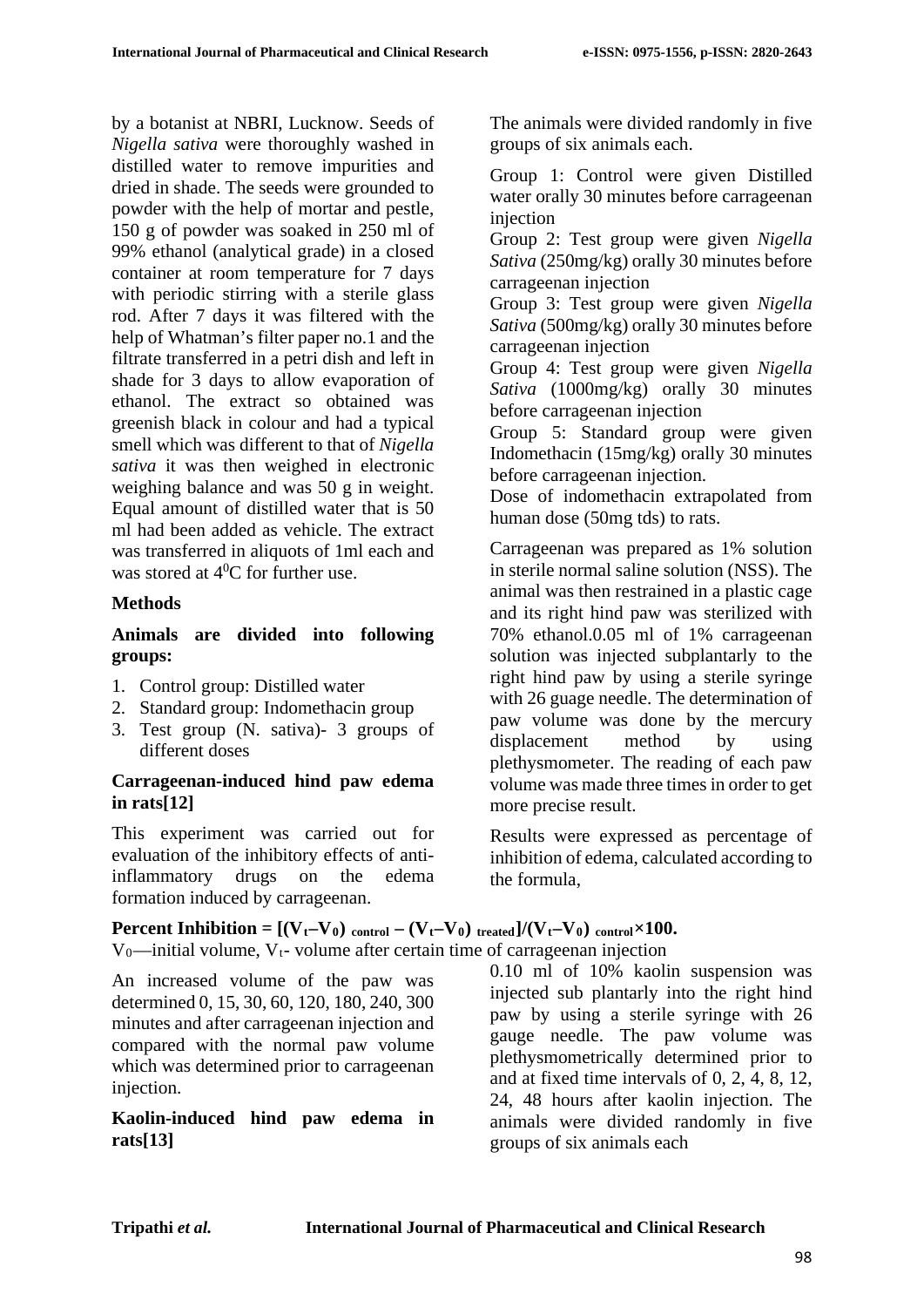by a botanist at NBRI, Lucknow. Seeds of *Nigella sativa* were thoroughly washed in distilled water to remove impurities and dried in shade. The seeds were grounded to powder with the help of mortar and pestle, 150 g of powder was soaked in 250 ml of 99% ethanol (analytical grade) in a closed container at room temperature for 7 days with periodic stirring with a sterile glass rod. After 7 days it was filtered with the help of Whatman's filter paper no.1 and the filtrate transferred in a petri dish and left in shade for 3 days to allow evaporation of ethanol. The extract so obtained was greenish black in colour and had a typical smell which was different to that of *Nigella sativa* it was then weighed in electronic weighing balance and was 50 g in weight. Equal amount of distilled water that is 50 ml had been added as vehicle. The extract was transferred in aliquots of 1ml each and was stored at $4^0$C for further use.

**Methods**

**Animals are divided into following groups:**

1. Control group: Distilled water
2. Standard group: Indomethacin group
3. Test group (N. sativa)- 3 groups of different doses

**Carrageenan-induced hind paw edema in rats[12]**

This experiment was carried out for evaluation of the inhibitory effects of anti-inflammatory drugs on the edema formation induced by carrageenan.

The animals were divided randomly in five groups of six animals each.

Group 1: Control were given Distilled water orally 30 minutes before carrageenan injection
Group 2: Test group were given *Nigella Sativa* (250mg/kg) orally 30 minutes before carrageenan injection
Group 3: Test group were given *Nigella Sativa* (500mg/kg) orally 30 minutes before carrageenan injection
Group 4: Test group were given *Nigella Sativa* (1000mg/kg) orally 30 minutes before carrageenan injection
Group 5: Standard group were given Indomethacin (15mg/kg) orally 30 minutes before carrageenan injection.
Dose of indomethacin extrapolated from human dose (50mg tds) to rats.

Carrageenan was prepared as 1% solution in sterile normal saline solution (NSS). The animal was then restrained in a plastic cage and its right hind paw was sterilized with 70% ethanol.0.05 ml of 1% carrageenan solution was injected subplantarly to the right hind paw by using a sterile syringe with 26 guage needle. The determination of paw volume was done by the mercury displacement method by using plethysmometer. The reading of each paw volume was made three times in order to get more precise result.

Results were expressed as percentage of inhibition of edema, calculated according to the formula,

$$\textbf{Percent Inhibition} = [(V_t - V_0)_{control} - (V_t - V_0)_{treated}]/(V_t - V_0)_{control} \times 100.$$

$V_0$—initial volume, $V_t$- volume after certain time of carrageenan injection

An increased volume of the paw was determined 0, 15, 30, 60, 120, 180, 240, 300 minutes and after carrageenan injection and compared with the normal paw volume which was determined prior to carrageenan injection.

**Kaolin-induced hind paw edema in rats[13]**

0.10 ml of 10% kaolin suspension was injected sub plantarly into the right hind paw by using a sterile syringe with 26 gauge needle. The paw volume was plethysmometrically determined prior to and at fixed time intervals of 0, 2, 4, 8, 12, 24, 48 hours after kaolin injection. The animals were divided randomly in five groups of six animals each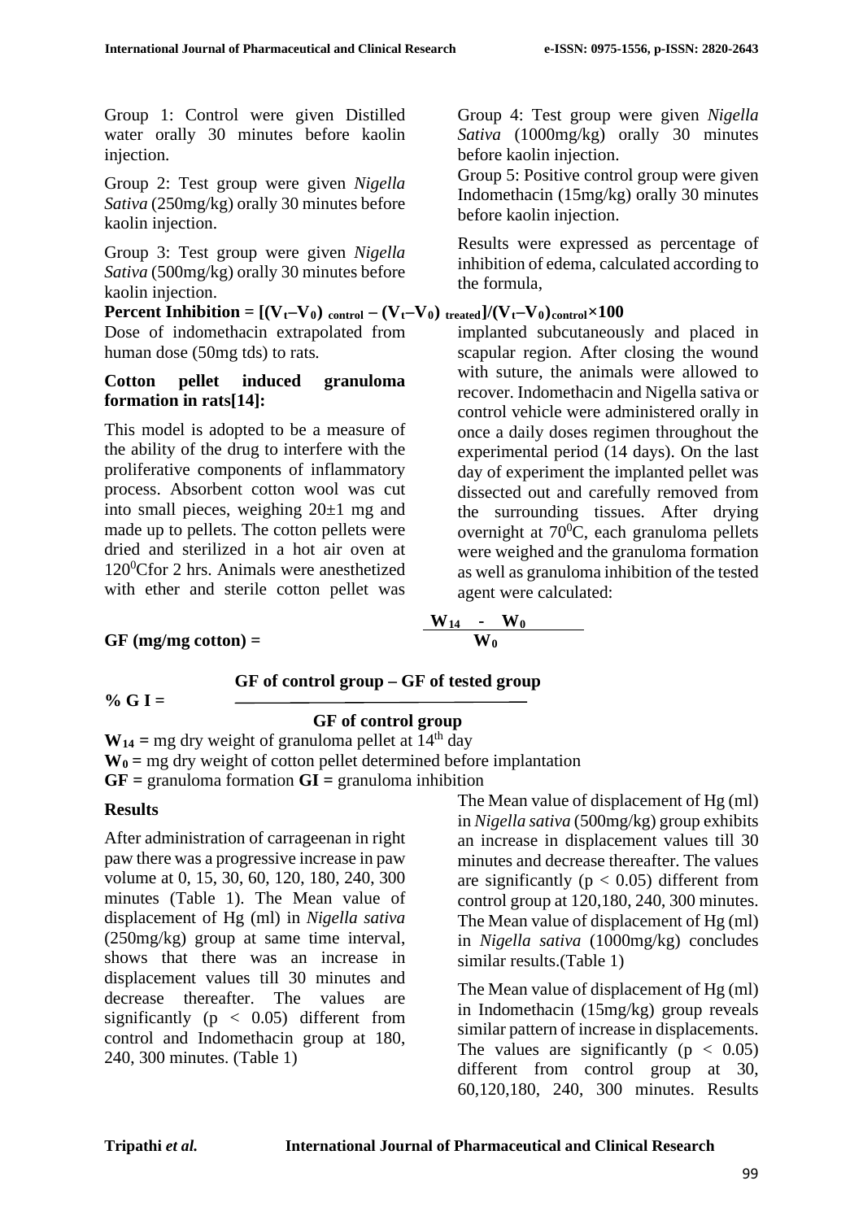Group 1: Control were given Distilled water orally 30 minutes before kaolin injection.

Group 2: Test group were given *Nigella Sativa* (250mg/kg) orally 30 minutes before kaolin injection.

Group 3: Test group were given *Nigella Sativa* (500mg/kg) orally 30 minutes before kaolin injection.

Group 4: Test group were given *Nigella Sativa* (1000mg/kg) orally 30 minutes before kaolin injection.

Group 5: Positive control group were given Indomethacin (15mg/kg) orally 30 minutes before kaolin injection.

Results were expressed as percentage of inhibition of edema, calculated according to the formula,

$$\textbf{Percent Inhibition} = [(V_t - V_0)_{control} - (V_t - V_0)_{treated}] / (V_t - V_0)_{control} \times 100$$

Dose of indomethacin extrapolated from human dose (50mg tds) to rats.

**Cotton pellet induced granuloma formation in rats[14]:**

This model is adopted to be a measure of the ability of the drug to interfere with the proliferative components of inflammatory process. Absorbent cotton wool was cut into small pieces, weighing 20±1 mg and made up to pellets. The cotton pellets were dried and sterilized in a hot air oven at $120^0$Cfor 2 hrs. Animals were anesthetized with ether and sterile cotton pellet was implanted subcutaneously and placed in scapular region. After closing the wound with suture, the animals were allowed to recover. Indomethacin and Nigella sativa or control vehicle were administered orally in once a daily doses regimen throughout the experimental period (14 days). On the last day of experiment the implanted pellet was dissected out and carefully removed from the surrounding tissues. After drying overnight at $70^0$C, each granuloma pellets were weighed and the granuloma formation as well as granuloma inhibition of the tested agent were calculated:

$$\textbf{GF (mg/mg cotton)} = \frac{W_{14} - W_0}{W_0}$$

$$\textbf{\% G I} = \frac{\textbf{GF of control group} - \textbf{GF of tested group}}{\textbf{GF of control group}}$$

$W_{14}$ = mg dry weight of granuloma pellet at 14th day

$W_0$ = mg dry weight of cotton pellet determined before implantation

**GF** = granuloma formation **GI** = granuloma inhibition

## Results

After administration of carrageenan in right paw there was a progressive increase in paw volume at 0, 15, 30, 60, 120, 180, 240, 300 minutes (Table 1). The Mean value of displacement of Hg (ml) in *Nigella sativa* (250mg/kg) group at same time interval, shows that there was an increase in displacement values till 30 minutes and decrease thereafter. The values are significantly ($p < 0.05$) different from control and Indomethacin group at 180, 240, 300 minutes. (Table 1)

The Mean value of displacement of Hg (ml) in *Nigella sativa* (500mg/kg) group exhibits an increase in displacement values till 30 minutes and decrease thereafter. The values are significantly ($p < 0.05$) different from control group at 120,180, 240, 300 minutes. The Mean value of displacement of Hg (ml) in *Nigella sativa* (1000mg/kg) concludes similar results.(Table 1)

The Mean value of displacement of Hg (ml) in Indomethacin (15mg/kg) group reveals similar pattern of increase in displacements. The values are significantly ($p < 0.05$) different from control group at 30, 60,120,180, 240, 300 minutes. Results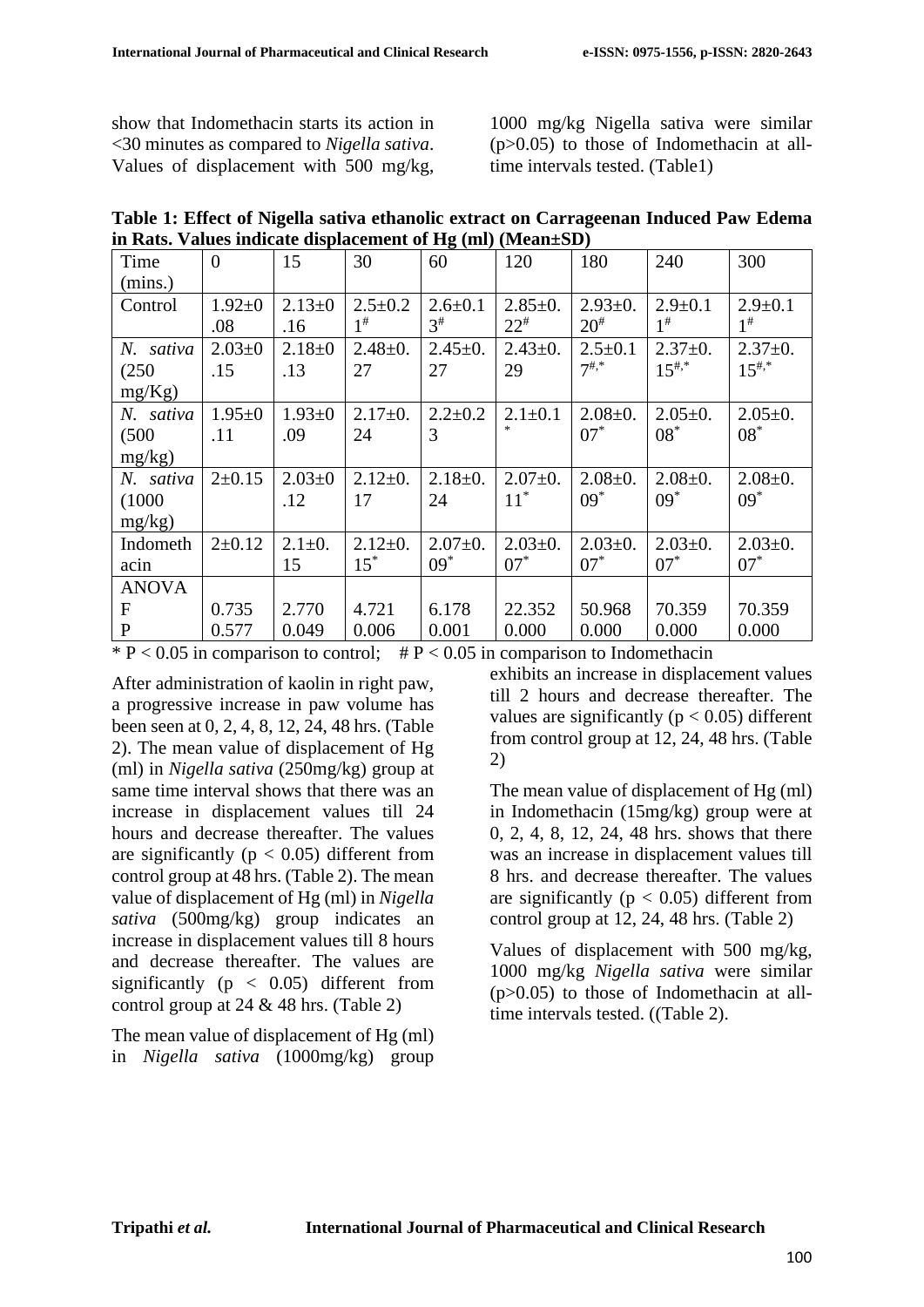show that Indomethacin starts its action in <30 minutes as compared to *Nigella sativa*. Values of displacement with 500 mg/kg, 1000 mg/kg Nigella sativa were similar (p>0.05) to those of Indomethacin at all-time intervals tested. (Table1)

**Table 1: Effect of Nigella sativa ethanolic extract on Carrageenan Induced Paw Edema in Rats. Values indicate displacement of Hg (ml) (Mean±SD)**

| Time (mins.) | 0 | 15 | 30 | 60 | 120 | 180 | 240 | 300 |
|---|---|---|---|---|---|---|---|---|
| Control | 1.92±0.08 | 2.13±0.16 | 2.5±0.21# | 2.6±0.13# | 2.85±0.22# | 2.93±0.20# | 2.9±0.11# | 2.9±0.11# |
| *N. sativa* (250 mg/Kg) | 2.03±0.15 | 2.18±0.13 | 2.48±0.27 | 2.45±0.27 | 2.43±0.29 | 2.5±0.17#,* | 2.37±0.15#,* | 2.37±0.15#,* |
| *N. sativa* (500 mg/kg) | 1.95±0.11 | 1.93±0.09 | 2.17±0.24 | 2.2±0.23 | 2.1±0.1* | 2.08±0.07* | 2.05±0.08* | 2.05±0.08* |
| *N. sativa* (1000 mg/kg) | 2±0.15 | 2.03±0.12 | 2.12±0.17 | 2.18±0.24 | 2.07±0.11* | 2.08±0.09* | 2.08±0.09* | 2.08±0.09* |
| Indomethacin | 2±0.12 | 2.1±0.15 | 2.12±0.15* | 2.07±0.09* | 2.03±0.07* | 2.03±0.07* | 2.03±0.07* | 2.03±0.07* |
| ANOVA F | 0.735 | 2.770 | 4.721 | 6.178 | 22.352 | 50.968 | 70.359 | 70.359 |
| P | 0.577 | 0.049 | 0.006 | 0.001 | 0.000 | 0.000 | 0.000 | 0.000 |

\* $P < 0.05$ in comparison to control; # $P < 0.05$ in comparison to Indomethacin

After administration of kaolin in right paw, a progressive increase in paw volume has been seen at 0, 2, 4, 8, 12, 24, 48 hrs. (Table 2). The mean value of displacement of Hg (ml) in *Nigella sativa* (250mg/kg) group at same time interval shows that there was an increase in displacement values till 24 hours and decrease thereafter. The values are significantly ($p < 0.05$) different from control group at 48 hrs. (Table 2). The mean value of displacement of Hg (ml) in *Nigella sativa* (500mg/kg) group indicates an increase in displacement values till 8 hours and decrease thereafter. The values are significantly ($p < 0.05$) different from control group at 24 & 48 hrs. (Table 2)

The mean value of displacement of Hg (ml) in *Nigella sativa* (1000mg/kg) group exhibits an increase in displacement values till 2 hours and decrease thereafter. The values are significantly ($p < 0.05$) different from control group at 12, 24, 48 hrs. (Table 2)

The mean value of displacement of Hg (ml) in Indomethacin (15mg/kg) group were at 0, 2, 4, 8, 12, 24, 48 hrs. shows that there was an increase in displacement values till 8 hrs. and decrease thereafter. The values are significantly ($p < 0.05$) different from control group at 12, 24, 48 hrs. (Table 2)

Values of displacement with 500 mg/kg, 1000 mg/kg *Nigella sativa* were similar (p>0.05) to those of Indomethacin at all-time intervals tested. ((Table 2).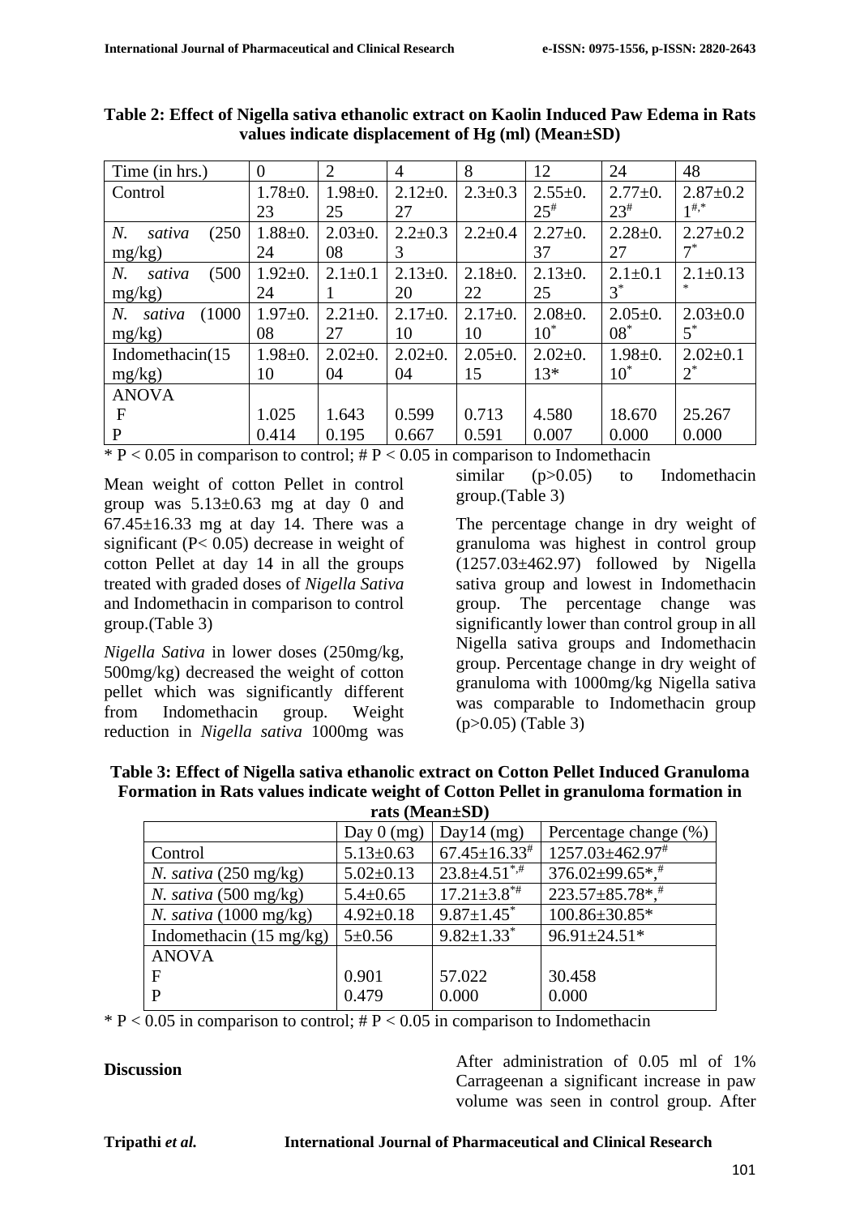**Table 2: Effect of Nigella sativa ethanolic extract on Kaolin Induced Paw Edema in Rats values indicate displacement of Hg (ml) (Mean±SD)**

| Time (in hrs.) | 0 | 2 | 4 | 8 | 12 | 24 | 48 |
|---|---|---|---|---|---|---|---|
| Control | 1.78±0.23 | 1.98±0.25 | 2.12±0.27 | 2.3±0.3 | 2.55±0.25[#] | 2.77±0.23[#] | 2.87±0.21[#,*] |
| *N. sativa* (250 mg/kg) | 1.88±0.24 | 2.03±0.08 | 2.2±0.33 | 2.2±0.4 | 2.27±0.37 | 2.28±0.27 | 2.27±0.27[*] |
| *N. sativa* (500 mg/kg) | 1.92±0.24 | 2.1±0.11 | 2.13±0.20 | 2.18±0.22 | 2.13±0.25 | 2.1±0.13[*] | 2.1±0.13[*] |
| *N. sativa* (1000 mg/kg) | 1.97±0.08 | 2.21±0.27 | 2.17±0.10 | 2.17±0.10 | 2.08±0.10[*] | 2.05±0.08[*] | 2.03±0.05[*] |
| Indomethacin(15 mg/kg) | 1.98±0.10 | 2.02±0.04 | 2.02±0.04 | 2.05±0.15 | 2.02±0.13* | 1.98±0.10[*] | 2.02±0.12[*] |
| ANOVA | | | | | | | |
| F | 1.025 | 1.643 | 0.599 | 0.713 | 4.580 | 18.670 | 25.267 |
| P | 0.414 | 0.195 | 0.667 | 0.591 | 0.007 | 0.000 | 0.000 |

* $P < 0.05$ in comparison to control; # $P < 0.05$ in comparison to Indomethacin

Mean weight of cotton Pellet in control group was 5.13±0.63 mg at day 0 and 67.45±16.33 mg at day 14. There was a significant ($P< 0.05$) decrease in weight of cotton Pellet at day 14 in all the groups treated with graded doses of *Nigella Sativa* and Indomethacin in comparison to control group.(Table 3)

*Nigella Sativa* in lower doses (250mg/kg, 500mg/kg) decreased the weight of cotton pellet which was significantly different from Indomethacin group. Weight reduction in *Nigella sativa* 1000mg was similar ($p>0.05$) to Indomethacin group.(Table 3)

The percentage change in dry weight of granuloma was highest in control group (1257.03±462.97) followed by Nigella sativa group and lowest in Indomethacin group. The percentage change was significantly lower than control group in all Nigella sativa groups and Indomethacin group. Percentage change in dry weight of granuloma with 1000mg/kg Nigella sativa was comparable to Indomethacin group ($p>0.05$) (Table 3)

**Table 3: Effect of Nigella sativa ethanolic extract on Cotton Pellet Induced Granuloma Formation in Rats values indicate weight of Cotton Pellet in granuloma formation in rats (Mean±SD)**

| | Day 0 (mg) | Day14 (mg) | Percentage change (%) |
|---|---|---|---|
| Control | 5.13±0.63 | 67.45±16.33[#] | 1257.03±462.97[#] |
| *N. sativa* (250 mg/kg) | 5.02±0.13 | 23.8±4.51[*,#] | 376.02±99.65*,[#] |
| *N. sativa* (500 mg/kg) | 5.4±0.65 | 17.21±3.8[*#] | 223.57±85.78*,[#] |
| *N. sativa* (1000 mg/kg) | 4.92±0.18 | 9.87±1.45[*] | 100.86±30.85* |
| Indomethacin (15 mg/kg) | 5±0.56 | 9.82±1.33[*] | 96.91±24.51* |
| ANOVA | | | |
| F | 0.901 | 57.022 | 30.458 |
| P | 0.479 | 0.000 | 0.000 |

* $P < 0.05$ in comparison to control; # $P < 0.05$ in comparison to Indomethacin

## Discussion

After administration of 0.05 ml of 1% Carrageenan a significant increase in paw volume was seen in control group. After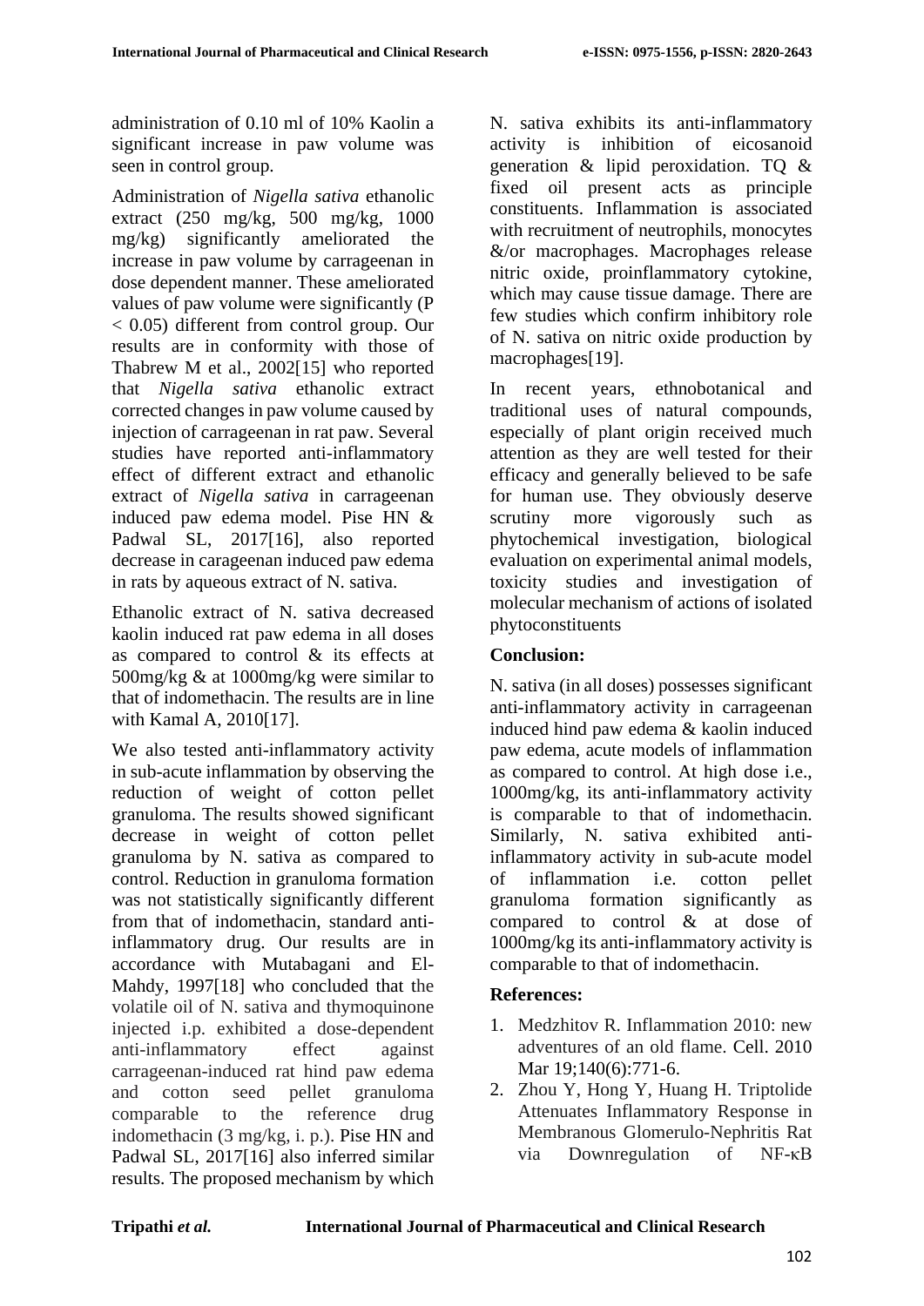administration of 0.10 ml of 10% Kaolin a significant increase in paw volume was seen in control group.

Administration of *Nigella sativa* ethanolic extract (250 mg/kg, 500 mg/kg, 1000 mg/kg) significantly ameliorated the increase in paw volume by carrageenan in dose dependent manner. These ameliorated values of paw volume were significantly ($P < 0.05$) different from control group. Our results are in conformity with those of Thabrew M et al., 2002[15] who reported that *Nigella sativa* ethanolic extract corrected changes in paw volume caused by injection of carrageenan in rat paw. Several studies have reported anti-inflammatory effect of different extract and ethanolic extract of *Nigella sativa* in carrageenan induced paw edema model. Pise HN & Padwal SL, 2017[16], also reported decrease in carageenan induced paw edema in rats by aqueous extract of N. sativa.

Ethanolic extract of N. sativa decreased kaolin induced rat paw edema in all doses as compared to control & its effects at 500mg/kg & at 1000mg/kg were similar to that of indomethacin. The results are in line with Kamal A, 2010[17].

We also tested anti-inflammatory activity in sub-acute inflammation by observing the reduction of weight of cotton pellet granuloma. The results showed significant decrease in weight of cotton pellet granuloma by N. sativa as compared to control. Reduction in granuloma formation was not statistically significantly different from that of indomethacin, standard anti-inflammatory drug. Our results are in accordance with Mutabagani and El-Mahdy, 1997[18] who concluded that the volatile oil of N. sativa and thymoquinone injected i.p. exhibited a dose-dependent anti-inflammatory effect against carrageenan-induced rat hind paw edema and cotton seed pellet granuloma comparable to the reference drug indomethacin (3 mg/kg, i. p.). Pise HN and Padwal SL, 2017[16] also inferred similar results. The proposed mechanism by which N. sativa exhibits its anti-inflammatory activity is inhibition of eicosanoid generation & lipid peroxidation. TQ & fixed oil present acts as principle constituents. Inflammation is associated with recruitment of neutrophils, monocytes &/or macrophages. Macrophages release nitric oxide, proinflammatory cytokine, which may cause tissue damage. There are few studies which confirm inhibitory role of N. sativa on nitric oxide production by macrophages[19].

In recent years, ethnobotanical and traditional uses of natural compounds, especially of plant origin received much attention as they are well tested for their efficacy and generally believed to be safe for human use. They obviously deserve scrutiny more vigorously such as phytochemical investigation, biological evaluation on experimental animal models, toxicity studies and investigation of molecular mechanism of actions of isolated phytoconstituents

## Conclusion:

N. sativa (in all doses) possesses significant anti-inflammatory activity in carrageenan induced hind paw edema & kaolin induced paw edema, acute models of inflammation as compared to control. At high dose i.e., 1000mg/kg, its anti-inflammatory activity is comparable to that of indomethacin. Similarly, N. sativa exhibited anti-inflammatory activity in sub-acute model of inflammation i.e. cotton pellet granuloma formation significantly as compared to control & at dose of 1000mg/kg its anti-inflammatory activity is comparable to that of indomethacin.

## References:

1. Medzhitov R. Inflammation 2010: new adventures of an old flame. Cell. 2010 Mar 19;140(6):771-6.
2. Zhou Y, Hong Y, Huang H. Triptolide Attenuates Inflammatory Response in Membranous Glomerulo-Nephritis Rat via Downregulation of NF-κB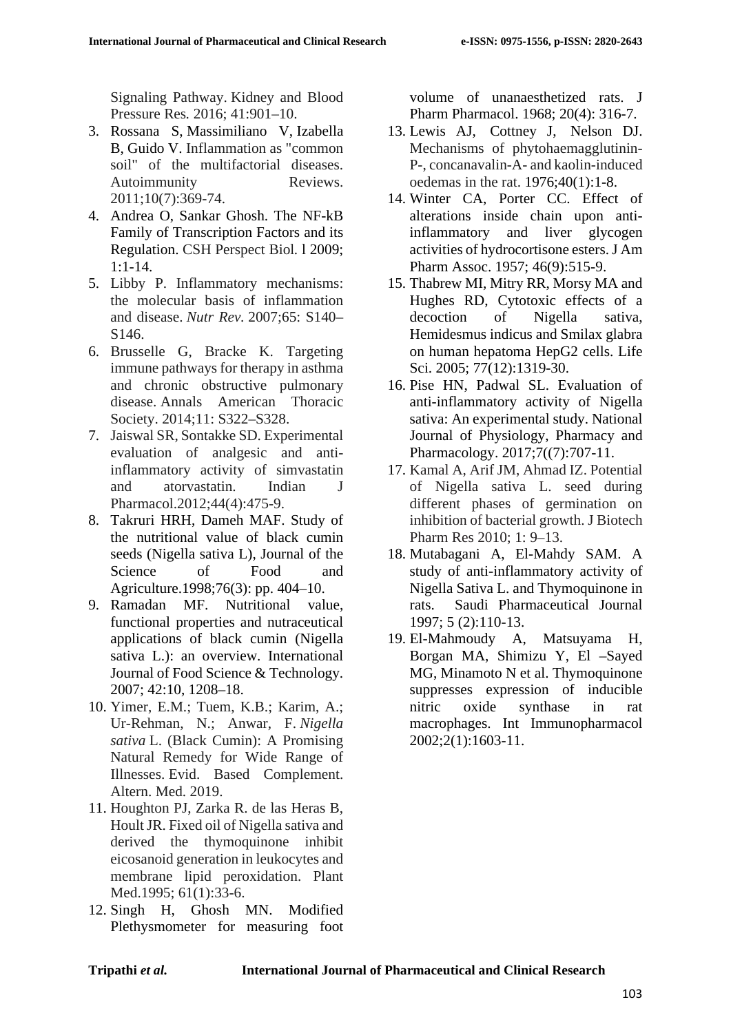Signaling Pathway. Kidney and Blood Pressure Res. 2016; 41:901–10.

3. Rossana S, Massimiliano V, Izabella B, Guido V. Inflammation as "common soil" of the multifactorial diseases. Autoimmunity Reviews. 2011;10(7):369-74.
4. Andrea O, Sankar Ghosh. The NF-kB Family of Transcription Factors and its Regulation. CSH Perspect Biol. l 2009; 1:1-14.
5. Libby P. Inflammatory mechanisms: the molecular basis of inflammation and disease. *Nutr Rev*. 2007;65: S140–S146.
6. Brusselle G, Bracke K. Targeting immune pathways for therapy in asthma and chronic obstructive pulmonary disease. Annals American Thoracic Society. 2014;11: S322–S328.
7. Jaiswal SR, Sontakke SD. Experimental evaluation of analgesic and anti-inflammatory activity of simvastatin and atorvastatin. Indian J Pharmacol.2012;44(4):475-9.
8. Takruri HRH, Dameh MAF. Study of the nutritional value of black cumin seeds (Nigella sativa L), Journal of the Science of Food and Agriculture.1998;76(3): pp. 404–10.
9. Ramadan MF. Nutritional value, functional properties and nutraceutical applications of black cumin (Nigella sativa L.): an overview. International Journal of Food Science & Technology. 2007; 42:10, 1208–18.
10. Yimer, E.M.; Tuem, K.B.; Karim, A.; Ur-Rehman, N.; Anwar, F. *Nigella sativa* L. (Black Cumin): A Promising Natural Remedy for Wide Range of Illnesses. Evid. Based Complement. Altern. Med. 2019.
11. Houghton PJ, Zarka R. de las Heras B, Hoult JR. Fixed oil of Nigella sativa and derived the thymoquinone inhibit eicosanoid generation in leukocytes and membrane lipid peroxidation. Plant Med.1995; 61(1):33-6.
12. Singh H, Ghosh MN. Modified Plethysmometer for measuring foot volume of unanaesthetized rats. J Pharm Pharmacol. 1968; 20(4): 316-7.
13. Lewis AJ, Cottney J, Nelson DJ. Mechanisms of phytohaemagglutinin-P-, concanavalin-A- and kaolin-induced oedemas in the rat. 1976;40(1):1-8.
14. Winter CA, Porter CC. Effect of alterations inside chain upon anti-inflammatory and liver glycogen activities of hydrocortisone esters. J Am Pharm Assoc. 1957; 46(9):515-9.
15. Thabrew MI, Mitry RR, Morsy MA and Hughes RD, Cytotoxic effects of a decoction of Nigella sativa, Hemidesmus indicus and Smilax glabra on human hepatoma HepG2 cells. Life Sci. 2005; 77(12):1319-30.
16. Pise HN, Padwal SL. Evaluation of anti-inflammatory activity of Nigella sativa: An experimental study. National Journal of Physiology, Pharmacy and Pharmacology. 2017;7((7):707-11.
17. Kamal A, Arif JM, Ahmad IZ. Potential of Nigella sativa L. seed during different phases of germination on inhibition of bacterial growth. J Biotech Pharm Res 2010; 1: 9–13.
18. Mutabagani A, El-Mahdy SAM. A study of anti-inflammatory activity of Nigella Sativa L. and Thymoquinone in rats. Saudi Pharmaceutical Journal 1997; 5 (2):110-13.
19. El-Mahmoudy A, Matsuyama H, Borgan MA, Shimizu Y, El –Sayed MG, Minamoto N et al. Thymoquinone suppresses expression of inducible nitric oxide synthase in rat macrophages. Int Immunopharmacol 2002;2(1):1603-11.